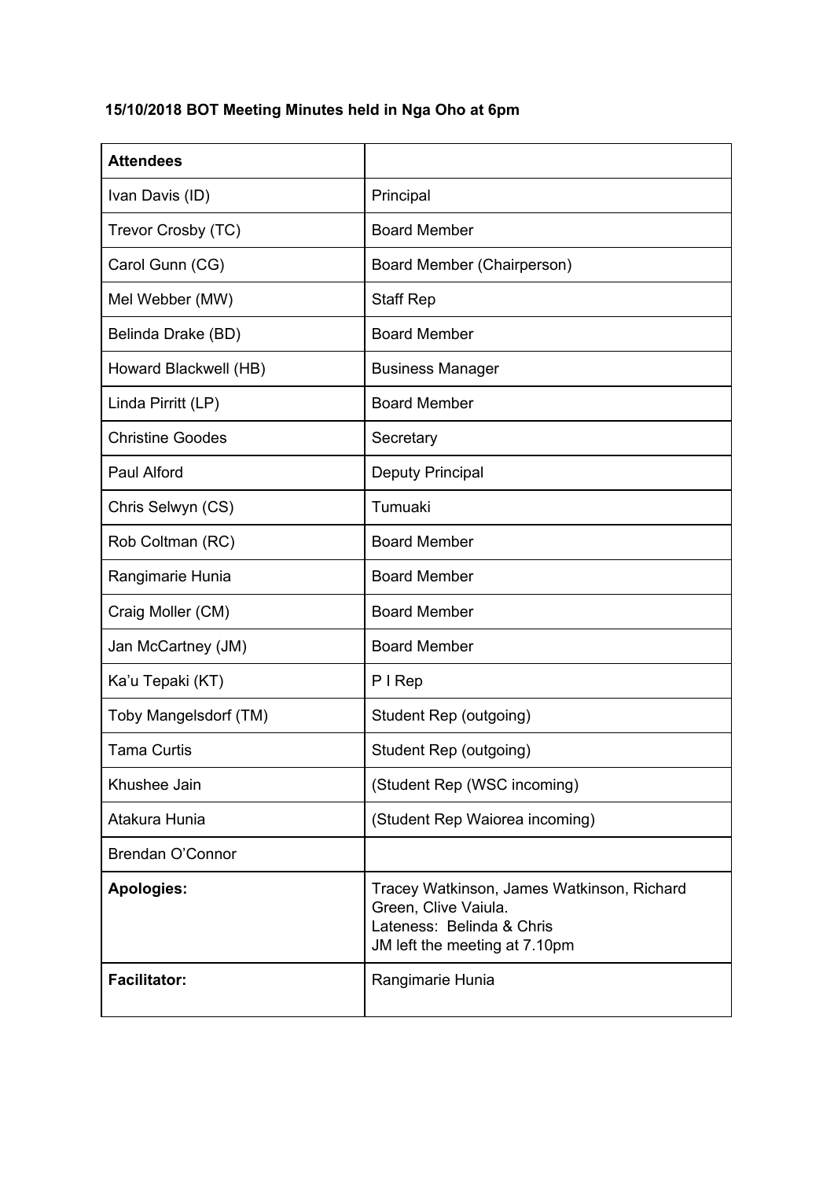**15/10/2018 BOT Meeting Minutes held in Nga Oho at 6pm**

| **Attendees** | |
|---|---|
| Ivan Davis (ID) | Principal |
| Trevor Crosby (TC) | Board Member |
| Carol Gunn (CG) | Board Member (Chairperson) |
| Mel Webber (MW) | Staff Rep |
| Belinda Drake (BD) | Board Member |
| Howard Blackwell (HB) | Business Manager |
| Linda Pirritt (LP) | Board Member |
| Christine Goodes | Secretary |
| Paul Alford | Deputy Principal |
| Chris Selwyn (CS) | Tumuaki |
| Rob Coltman (RC) | Board Member |
| Rangimarie Hunia | Board Member |
| Craig Moller (CM) | Board Member |
| Jan McCartney (JM) | Board Member |
| Ka'u Tepaki (KT) | P I Rep |
| Toby Mangelsdorf (TM) | Student Rep (outgoing) |
| Tama Curtis | Student Rep (outgoing) |
| Khushee Jain | (Student Rep (WSC incoming) |
| Atakura Hunia | (Student Rep Waiorea incoming) |
| Brendan O'Connor | |
| **Apologies:** | Tracey Watkinson, James Watkinson, Richard Green, Clive Vaiula.<br>Lateness: Belinda & Chris<br>JM left the meeting at 7.10pm |
| **Facilitator:** | Rangimarie Hunia |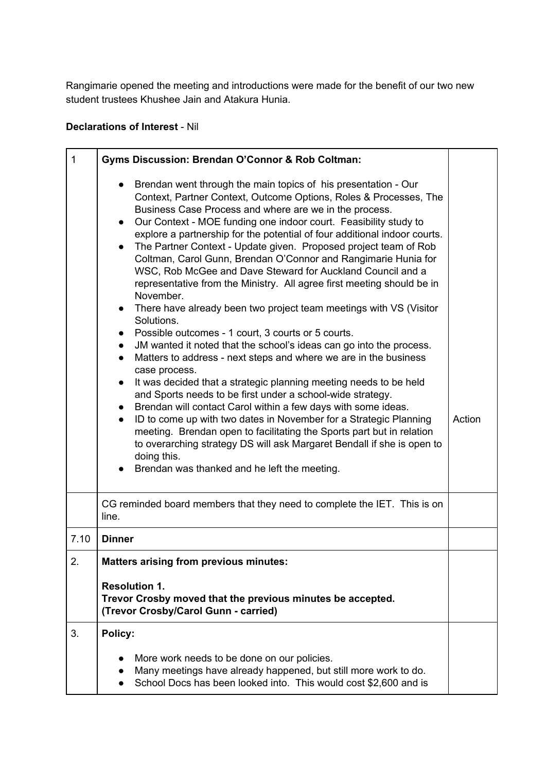Rangimarie opened the meeting and introductions were made for the benefit of our two new student trustees Khushee Jain and Atakura Hunia.

**Declarations of Interest** - Nil

| | | |
|---|---|---|
| 1 | **Gyms Discussion: Brendan O'Connor & Rob Coltman:**<br><br>• Brendan went through the main topics of his presentation - Our Context, Partner Context, Outcome Options, Roles & Processes, The Business Case Process and where are we in the process.<br>• Our Context - MOE funding one indoor court. Feasibility study to explore a partnership for the potential of four additional indoor courts.<br>• The Partner Context - Update given. Proposed project team of Rob Coltman, Carol Gunn, Brendan O'Connor and Rangimarie Hunia for WSC, Rob McGee and Dave Steward for Auckland Council and a representative from the Ministry. All agree first meeting should be in November.<br>• There have already been two project team meetings with VS (Visitor Solutions.<br>• Possible outcomes - 1 court, 3 courts or 5 courts.<br>• JM wanted it noted that the school's ideas can go into the process.<br>• Matters to address - next steps and where we are in the business case process.<br>• It was decided that a strategic planning meeting needs to be held and Sports needs to be first under a school-wide strategy.<br>• Brendan will contact Carol within a few days with some ideas.<br>• ID to come up with two dates in November for a Strategic Planning meeting. Brendan open to facilitating the Sports part but in relation to overarching strategy DS will ask Margaret Bendall if she is open to doing this.<br>• Brendan was thanked and he left the meeting. | Action |
| | CG reminded board members that they need to complete the IET. This is on line. | |
| 7.10 | **Dinner** | |
| 2. | **Matters arising from previous minutes:**<br><br>**Resolution 1.**<br>**Trevor Crosby moved that the previous minutes be accepted.**<br>**(Trevor Crosby/Carol Gunn - carried)** | |
| 3. | **Policy:**<br><br>• More work needs to be done on our policies.<br>• Many meetings have already happened, but still more work to do.<br>• School Docs has been looked into. This would cost $2,600 and is | |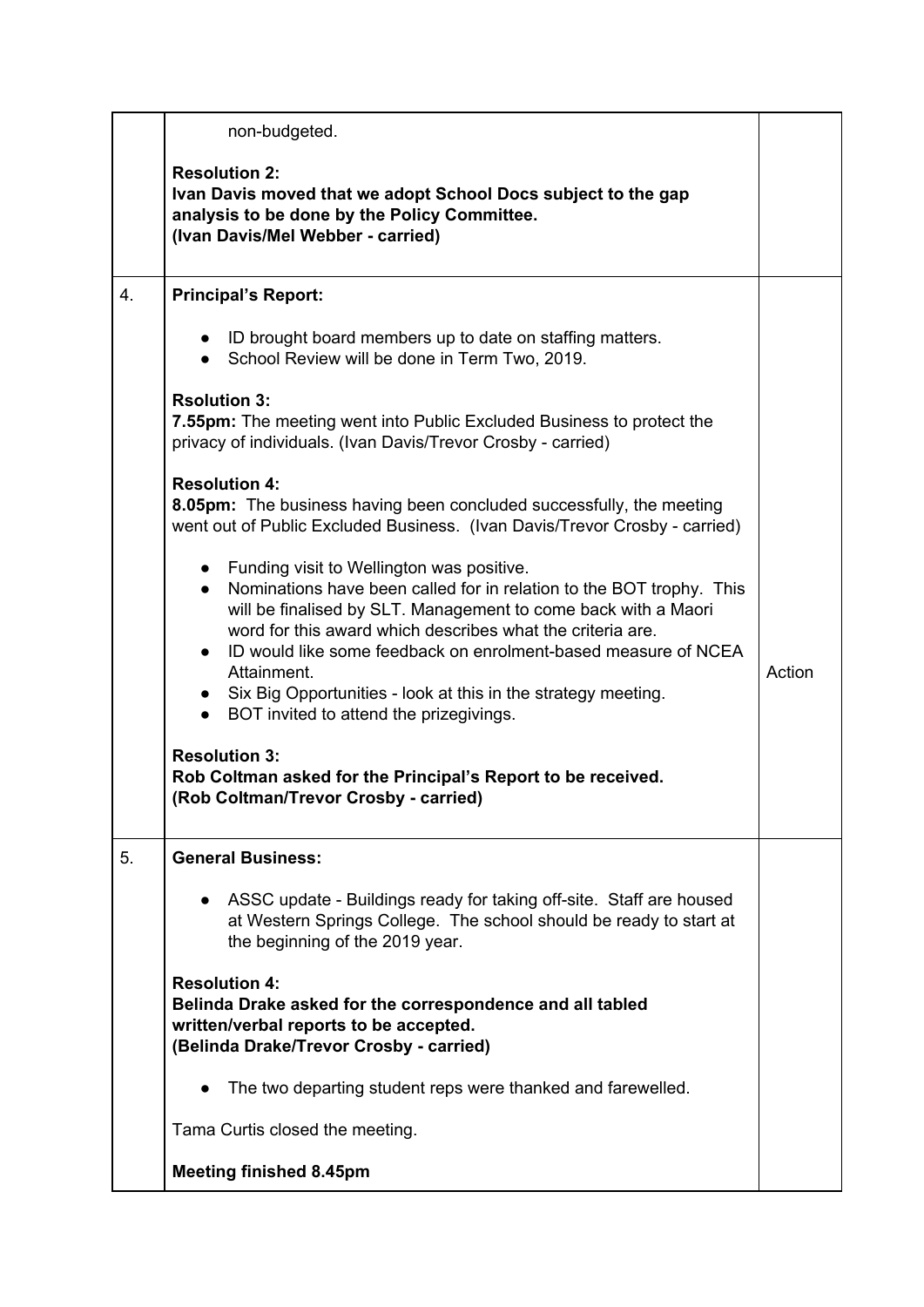| | | |
|---|---|---|
| | non-budgeted.<br><br>**Resolution 2:**<br>**Ivan Davis moved that we adopt School Docs subject to the gap analysis to be done by the Policy Committee.**<br>**(Ivan Davis/Mel Webber - carried)** | |
| 4. | **Principal's Report:**<br><br>● ID brought board members up to date on staffing matters.<br>● School Review will be done in Term Two, 2019.<br><br>**Rsolution 3:**<br>**7.55pm:** The meeting went into Public Excluded Business to protect the privacy of individuals. (Ivan Davis/Trevor Crosby - carried)<br><br>**Resolution 4:**<br>**8.05pm:** The business having been concluded successfully, the meeting went out of Public Excluded Business. (Ivan Davis/Trevor Crosby - carried)<br><br>● Funding visit to Wellington was positive.<br>● Nominations have been called for in relation to the BOT trophy. This will be finalised by SLT. Management to come back with a Maori word for this award which describes what the criteria are.<br>● ID would like some feedback on enrolment-based measure of NCEA Attainment.<br>● Six Big Opportunities - look at this in the strategy meeting.<br>● BOT invited to attend the prizegivings.<br><br>**Resolution 3:**<br>**Rob Coltman asked for the Principal's Report to be received.**<br>**(Rob Coltman/Trevor Crosby - carried)** | Action |
| 5. | **General Business:**<br><br>● ASSC update - Buildings ready for taking off-site. Staff are housed at Western Springs College. The school should be ready to start at the beginning of the 2019 year.<br><br>**Resolution 4:**<br>**Belinda Drake asked for the correspondence and all tabled written/verbal reports to be accepted.**<br>**(Belinda Drake/Trevor Crosby - carried)**<br><br>● The two departing student reps were thanked and farewelled.<br><br>Tama Curtis closed the meeting.<br><br>**Meeting finished 8.45pm** | |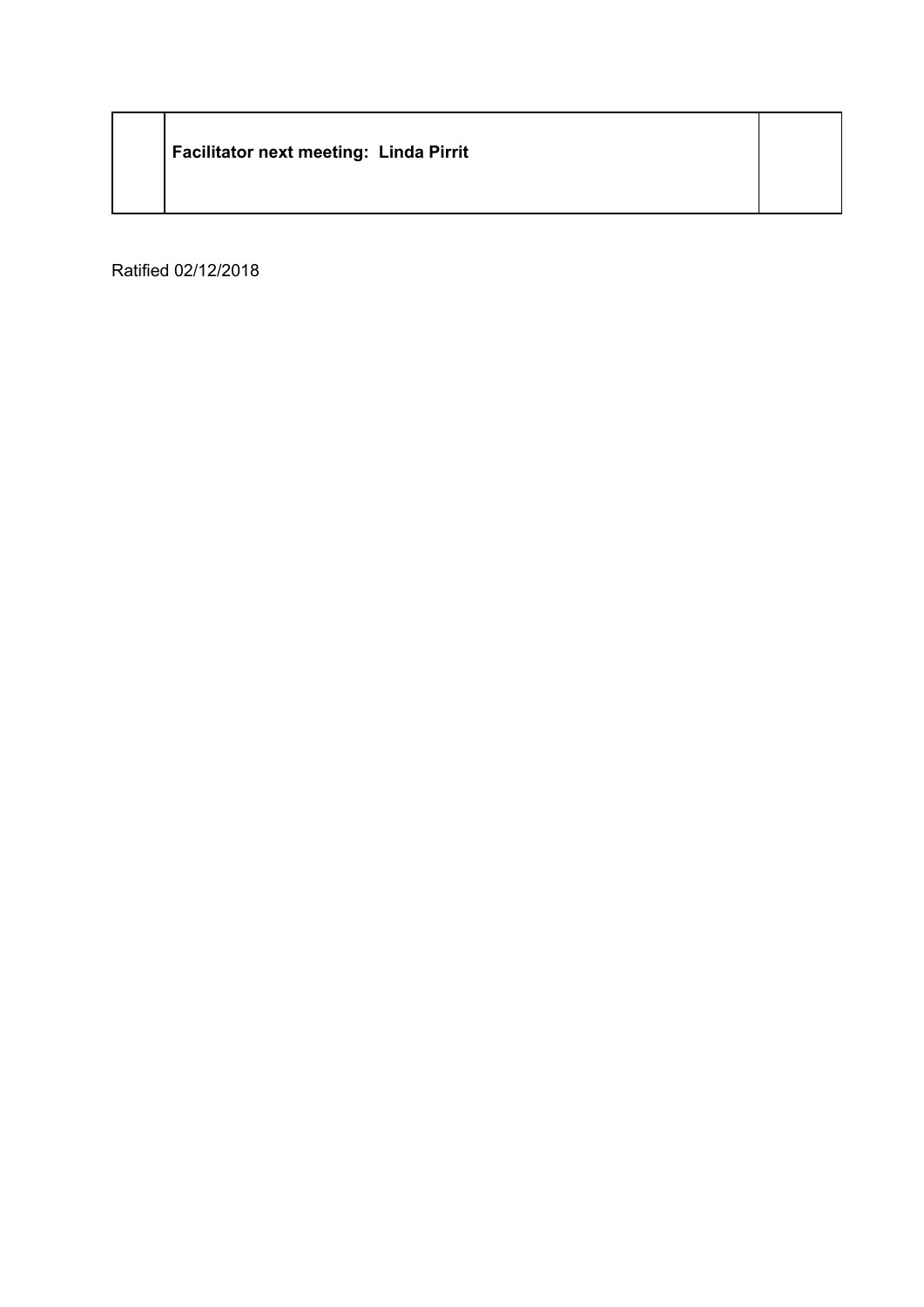| | | |
|---|---|---|
| | **Facilitator next meeting: Linda Pirrit** | |

Ratified 02/12/2018